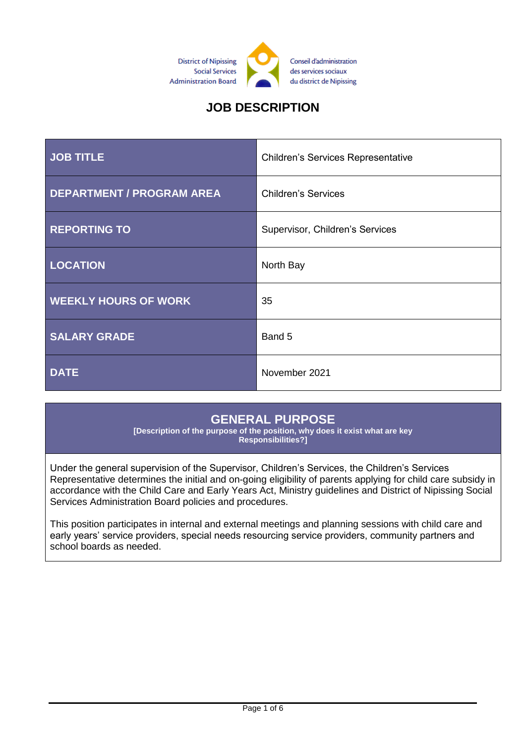District of Nipissing Social Services Administration Board

Conseil d'administration des services sociaux du district de Nipissing

# JOB DESCRIPTION

| JOB TITLE | Children's Services Representative |
| --- | --- |
| DEPARTMENT / PROGRAM AREA | Children's Services |
| REPORTING TO | Supervisor, Children's Services |
| LOCATION | North Bay |
| WEEKLY HOURS OF WORK | 35 |
| SALARY GRADE | Band 5 |
| DATE | November 2021 |

## GENERAL PURPOSE

**[Description of the purpose of the position, why does it exist what are key Responsibilities?]**

Under the general supervision of the Supervisor, Children's Services, the Children's Services Representative determines the initial and on-going eligibility of parents applying for child care subsidy in accordance with the Child Care and Early Years Act, Ministry guidelines and District of Nipissing Social Services Administration Board policies and procedures.

This position participates in internal and external meetings and planning sessions with child care and early years' service providers, special needs resourcing service providers, community partners and school boards as needed.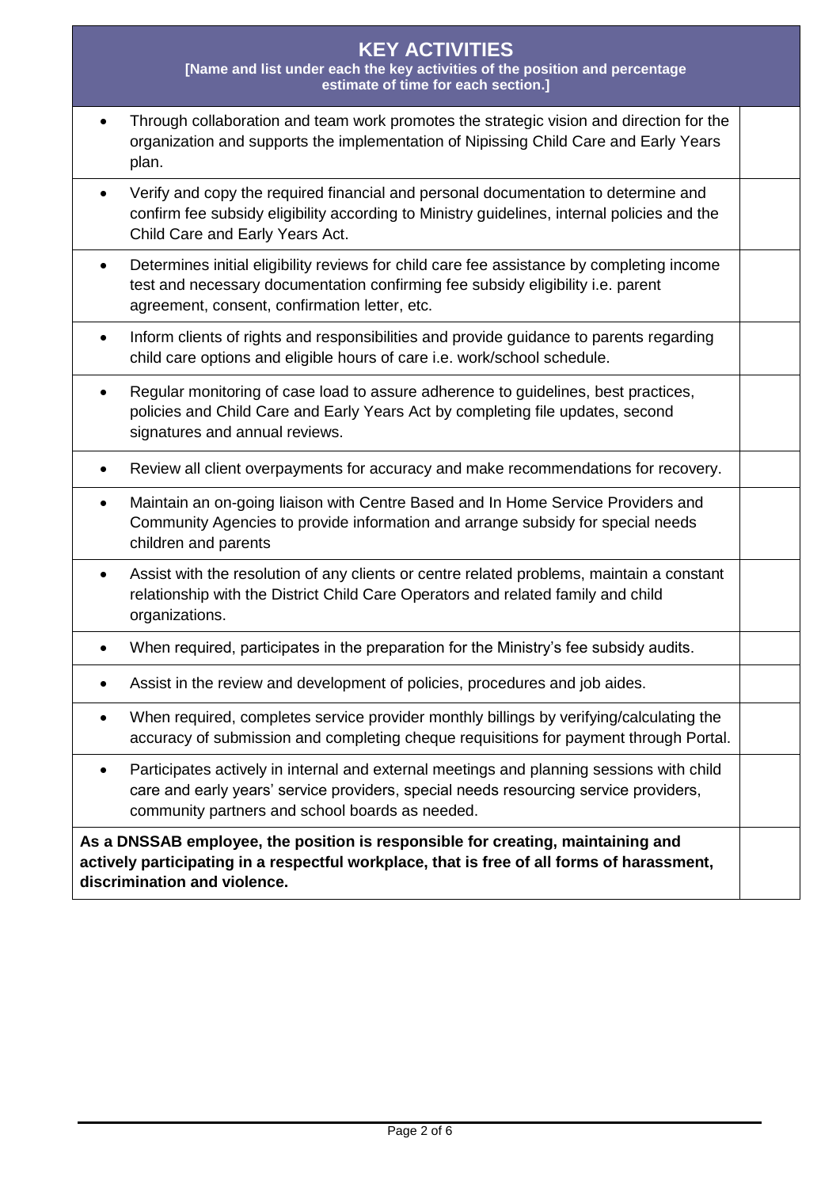| KEY ACTIVITIES<br>**[Name and list under each the key activities of the position and percentage estimate of time for each section.]** | |
|---|---|
| • Through collaboration and team work promotes the strategic vision and direction for the organization and supports the implementation of Nipissing Child Care and Early Years plan. | |
| • Verify and copy the required financial and personal documentation to determine and confirm fee subsidy eligibility according to Ministry guidelines, internal policies and the Child Care and Early Years Act. | |
| • Determines initial eligibility reviews for child care fee assistance by completing income test and necessary documentation confirming fee subsidy eligibility i.e. parent agreement, consent, confirmation letter, etc. | |
| • Inform clients of rights and responsibilities and provide guidance to parents regarding child care options and eligible hours of care i.e. work/school schedule. | |
| • Regular monitoring of case load to assure adherence to guidelines, best practices, policies and Child Care and Early Years Act by completing file updates, second signatures and annual reviews. | |
| • Review all client overpayments for accuracy and make recommendations for recovery. | |
| • Maintain an on-going liaison with Centre Based and In Home Service Providers and Community Agencies to provide information and arrange subsidy for special needs children and parents | |
| • Assist with the resolution of any clients or centre related problems, maintain a constant relationship with the District Child Care Operators and related family and child organizations. | |
| • When required, participates in the preparation for the Ministry's fee subsidy audits. | |
| • Assist in the review and development of policies, procedures and job aides. | |
| • When required, completes service provider monthly billings by verifying/calculating the accuracy of submission and completing cheque requisitions for payment through Portal. | |
| • Participates actively in internal and external meetings and planning sessions with child care and early years' service providers, special needs resourcing service providers, community partners and school boards as needed. | |
| **As a DNSSAB employee, the position is responsible for creating, maintaining and actively participating in a respectful workplace, that is free of all forms of harassment, discrimination and violence.** | |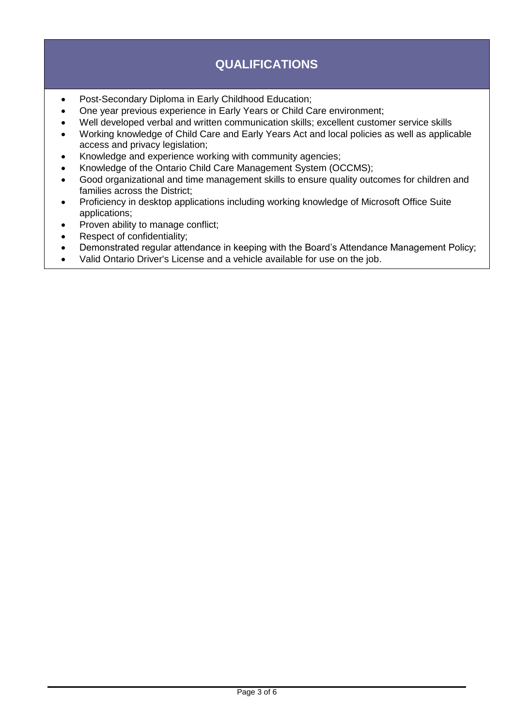## QUALIFICATIONS

- Post-Secondary Diploma in Early Childhood Education;
- One year previous experience in Early Years or Child Care environment;
- Well developed verbal and written communication skills; excellent customer service skills
- Working knowledge of Child Care and Early Years Act and local policies as well as applicable access and privacy legislation;
- Knowledge and experience working with community agencies;
- Knowledge of the Ontario Child Care Management System (OCCMS);
- Good organizational and time management skills to ensure quality outcomes for children and families across the District;
- Proficiency in desktop applications including working knowledge of Microsoft Office Suite applications;
- Proven ability to manage conflict;
- Respect of confidentiality;
- Demonstrated regular attendance in keeping with the Board's Attendance Management Policy;
- Valid Ontario Driver's License and a vehicle available for use on the job.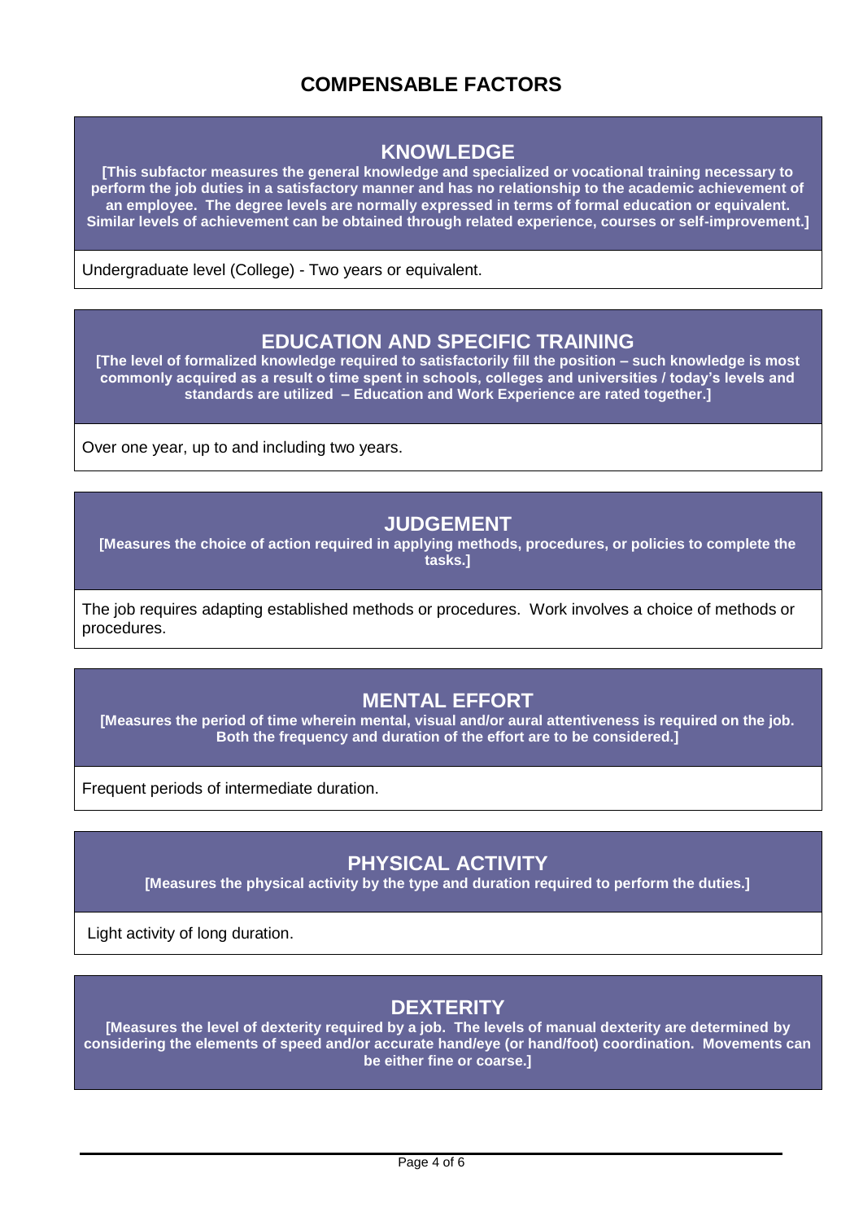# COMPENSABLE FACTORS

## KNOWLEDGE

**[This subfactor measures the general knowledge and specialized or vocational training necessary to perform the job duties in a satisfactory manner and has no relationship to the academic achievement of an employee. The degree levels are normally expressed in terms of formal education or equivalent. Similar levels of achievement can be obtained through related experience, courses or self-improvement.]**

Undergraduate level (College) - Two years or equivalent.

## EDUCATION AND SPECIFIC TRAINING

**[The level of formalized knowledge required to satisfactorily fill the position – such knowledge is most commonly acquired as a result o time spent in schools, colleges and universities / today's levels and standards are utilized – Education and Work Experience are rated together.]**

Over one year, up to and including two years.

## JUDGEMENT

**[Measures the choice of action required in applying methods, procedures, or policies to complete the tasks.]**

The job requires adapting established methods or procedures. Work involves a choice of methods or procedures.

## MENTAL EFFORT

**[Measures the period of time wherein mental, visual and/or aural attentiveness is required on the job. Both the frequency and duration of the effort are to be considered.]**

Frequent periods of intermediate duration.

## PHYSICAL ACTIVITY

**[Measures the physical activity by the type and duration required to perform the duties.]**

Light activity of long duration.

## DEXTERITY

**[Measures the level of dexterity required by a job. The levels of manual dexterity are determined by considering the elements of speed and/or accurate hand/eye (or hand/foot) coordination. Movements can be either fine or coarse.]**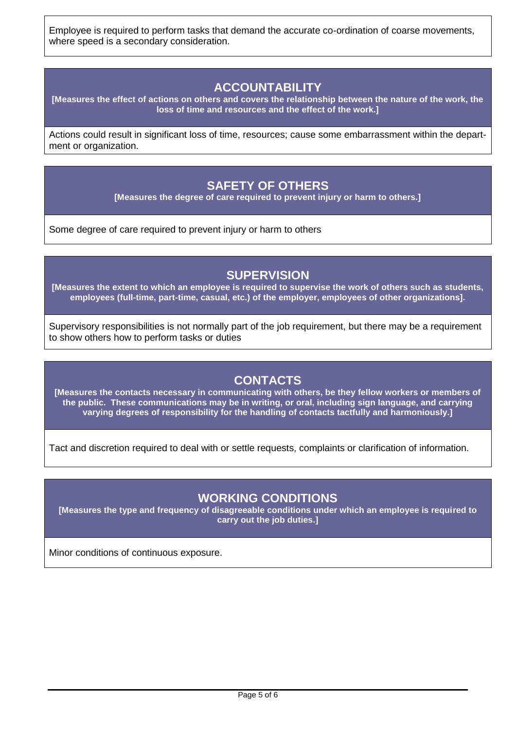Employee is required to perform tasks that demand the accurate co-ordination of coarse movements, where speed is a secondary consideration.

## ACCOUNTABILITY

**[Measures the effect of actions on others and covers the relationship between the nature of the work, the loss of time and resources and the effect of the work.]**

Actions could result in significant loss of time, resources; cause some embarrassment within the department or organization.

## SAFETY OF OTHERS

**[Measures the degree of care required to prevent injury or harm to others.]**

Some degree of care required to prevent injury or harm to others

## SUPERVISION

**[Measures the extent to which an employee is required to supervise the work of others such as students, employees (full-time, part-time, casual, etc.) of the employer, employees of other organizations].**

Supervisory responsibilities is not normally part of the job requirement, but there may be a requirement to show others how to perform tasks or duties

## CONTACTS

**[Measures the contacts necessary in communicating with others, be they fellow workers or members of the public. These communications may be in writing, or oral, including sign language, and carrying varying degrees of responsibility for the handling of contacts tactfully and harmoniously.]**

Tact and discretion required to deal with or settle requests, complaints or clarification of information.

## WORKING CONDITIONS

**[Measures the type and frequency of disagreeable conditions under which an employee is required to carry out the job duties.]**

Minor conditions of continuous exposure.